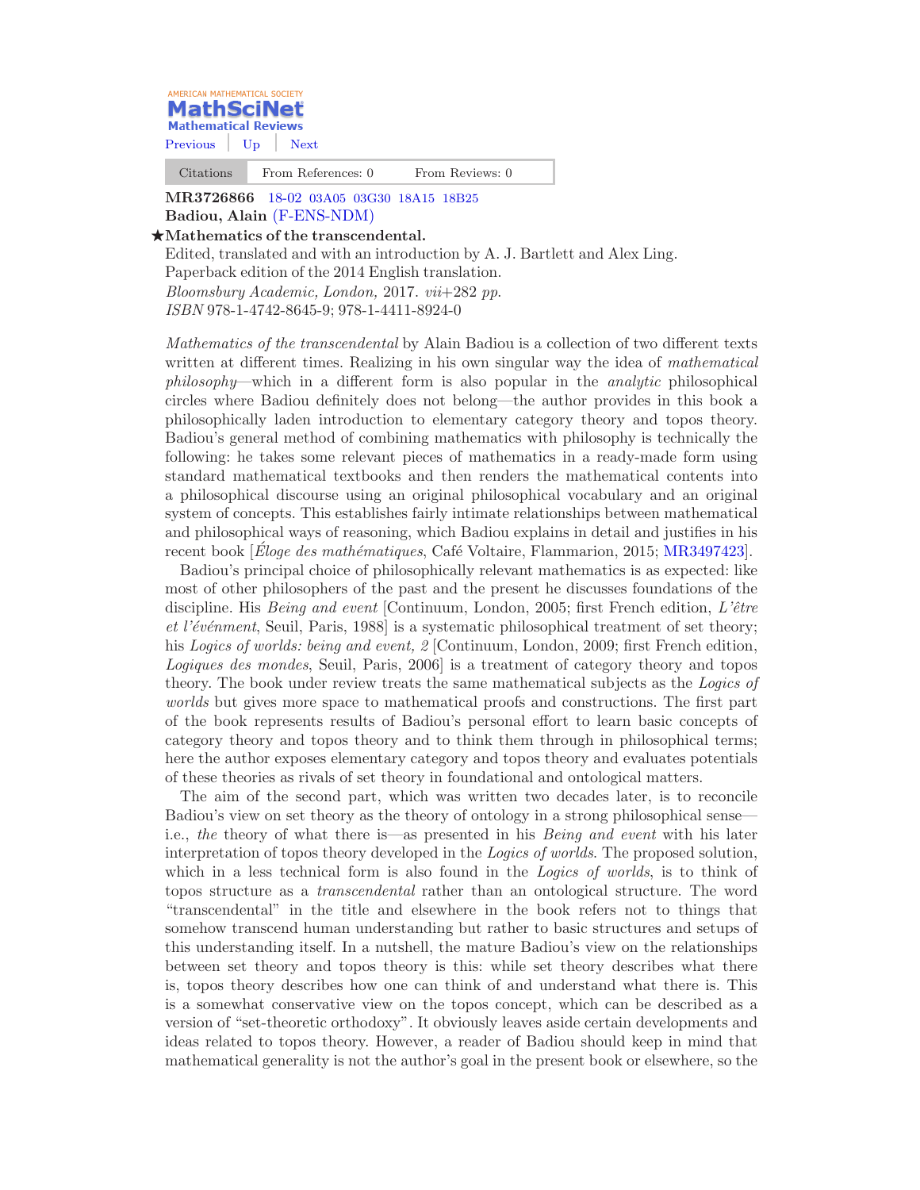AMERICAN MATHEMATICAL SOCIETY
**MathSciNet**
Mathematical Reviews

Previous | Up | Next

Citations | From References: 0 | From Reviews: 0

**MR3726866** 18-02 03A05 03G30 18A15 18B25
**Badiou, Alain** (F-ENS-NDM)

★**Mathematics of the transcendental.**
Edited, translated and with an introduction by A. J. Bartlett and Alex Ling.
Paperback edition of the 2014 English translation.
*Bloomsbury Academic, London,* 2017. *vii*+282 *pp.*
*ISBN* 978-1-4742-8645-9; 978-1-4411-8924-0

*Mathematics of the transcendental* by Alain Badiou is a collection of two different texts written at different times. Realizing in his own singular way the idea of *mathematical philosophy*—which in a different form is also popular in the *analytic* philosophical circles where Badiou definitely does not belong—the author provides in this book a philosophically laden introduction to elementary category theory and topos theory. Badiou's general method of combining mathematics with philosophy is technically the following: he takes some relevant pieces of mathematics in a ready-made form using standard mathematical textbooks and then renders the mathematical contents into a philosophical discourse using an original philosophical vocabulary and an original system of concepts. This establishes fairly intimate relationships between mathematical and philosophical ways of reasoning, which Badiou explains in detail and justifies in his recent book [*Éloge des mathématiques*, Café Voltaire, Flammarion, 2015; MR3497423].

Badiou's principal choice of philosophically relevant mathematics is as expected: like most of other philosophers of the past and the present he discusses foundations of the discipline. His *Being and event* [Continuum, London, 2005; first French edition, *L'être et l'événment*, Seuil, Paris, 1988] is a systematic philosophical treatment of set theory; his *Logics of worlds: being and event, 2* [Continuum, London, 2009; first French edition, *Logiques des mondes*, Seuil, Paris, 2006] is a treatment of category theory and topos theory. The book under review treats the same mathematical subjects as the *Logics of worlds* but gives more space to mathematical proofs and constructions. The first part of the book represents results of Badiou's personal effort to learn basic concepts of category theory and topos theory and to think them through in philosophical terms; here the author exposes elementary category and topos theory and evaluates potentials of these theories as rivals of set theory in foundational and ontological matters.

The aim of the second part, which was written two decades later, is to reconcile Badiou's view on set theory as the theory of ontology in a strong philosophical sense—i.e., *the* theory of what there is—as presented in his *Being and event* with his later interpretation of topos theory developed in the *Logics of worlds*. The proposed solution, which in a less technical form is also found in the *Logics of worlds*, is to think of topos structure as a *transcendental* rather than an ontological structure. The word "transcendental" in the title and elsewhere in the book refers not to things that somehow transcend human understanding but rather to basic structures and setups of this understanding itself. In a nutshell, the mature Badiou's view on the relationships between set theory and topos theory is this: while set theory describes what there is, topos theory describes how one can think of and understand what there is. This is a somewhat conservative view on the topos concept, which can be described as a version of "set-theoretic orthodoxy". It obviously leaves aside certain developments and ideas related to topos theory. However, a reader of Badiou should keep in mind that mathematical generality is not the author's goal in the present book or elsewhere, so the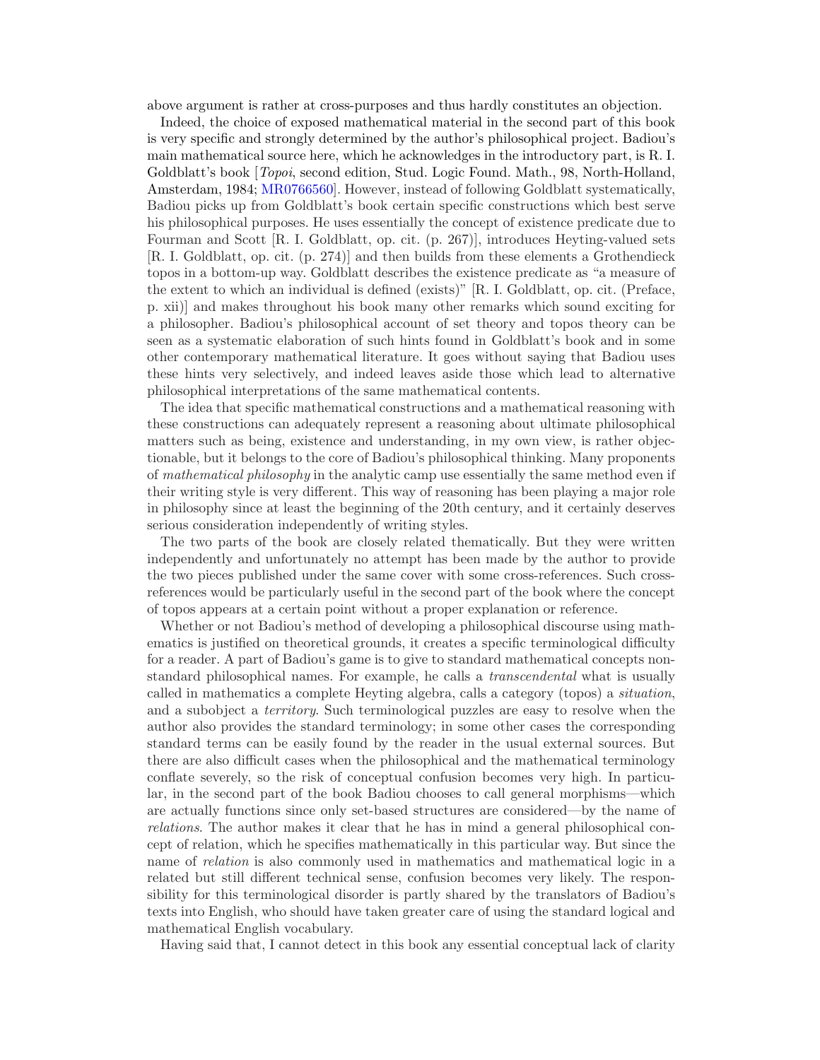above argument is rather at cross-purposes and thus hardly constitutes an objection.

Indeed, the choice of exposed mathematical material in the second part of this book is very specific and strongly determined by the author's philosophical project. Badiou's main mathematical source here, which he acknowledges in the introductory part, is R. I. Goldblatt's book [*Topoi*, second edition, Stud. Logic Found. Math., 98, North-Holland, Amsterdam, 1984; MR0766560]. However, instead of following Goldblatt systematically, Badiou picks up from Goldblatt's book certain specific constructions which best serve his philosophical purposes. He uses essentially the concept of existence predicate due to Fourman and Scott [R. I. Goldblatt, op. cit. (p. 267)], introduces Heyting-valued sets [R. I. Goldblatt, op. cit. (p. 274)] and then builds from these elements a Grothendieck topos in a bottom-up way. Goldblatt describes the existence predicate as "a measure of the extent to which an individual is defined (exists)" [R. I. Goldblatt, op. cit. (Preface, p. xii)] and makes throughout his book many other remarks which sound exciting for a philosopher. Badiou's philosophical account of set theory and topos theory can be seen as a systematic elaboration of such hints found in Goldblatt's book and in some other contemporary mathematical literature. It goes without saying that Badiou uses these hints very selectively, and indeed leaves aside those which lead to alternative philosophical interpretations of the same mathematical contents.

The idea that specific mathematical constructions and a mathematical reasoning with these constructions can adequately represent a reasoning about ultimate philosophical matters such as being, existence and understanding, in my own view, is rather objectionable, but it belongs to the core of Badiou's philosophical thinking. Many proponents of *mathematical philosophy* in the analytic camp use essentially the same method even if their writing style is very different. This way of reasoning has been playing a major role in philosophy since at least the beginning of the 20th century, and it certainly deserves serious consideration independently of writing styles.

The two parts of the book are closely related thematically. But they were written independently and unfortunately no attempt has been made by the author to provide the two pieces published under the same cover with some cross-references. Such cross-references would be particularly useful in the second part of the book where the concept of topos appears at a certain point without a proper explanation or reference.

Whether or not Badiou's method of developing a philosophical discourse using mathematics is justified on theoretical grounds, it creates a specific terminological difficulty for a reader. A part of Badiou's game is to give to standard mathematical concepts non-standard philosophical names. For example, he calls a *transcendental* what is usually called in mathematics a complete Heyting algebra, calls a category (topos) a *situation*, and a subobject a *territory*. Such terminological puzzles are easy to resolve when the author also provides the standard terminology; in some other cases the corresponding standard terms can be easily found by the reader in the usual external sources. But there are also difficult cases when the philosophical and the mathematical terminology conflate severely, so the risk of conceptual confusion becomes very high. In particular, in the second part of the book Badiou chooses to call general morphisms—which are actually functions since only set-based structures are considered—by the name of *relations*. The author makes it clear that he has in mind a general philosophical concept of relation, which he specifies mathematically in this particular way. But since the name of *relation* is also commonly used in mathematics and mathematical logic in a related but still different technical sense, confusion becomes very likely. The responsibility for this terminological disorder is partly shared by the translators of Badiou's texts into English, who should have taken greater care of using the standard logical and mathematical English vocabulary.

Having said that, I cannot detect in this book any essential conceptual lack of clarity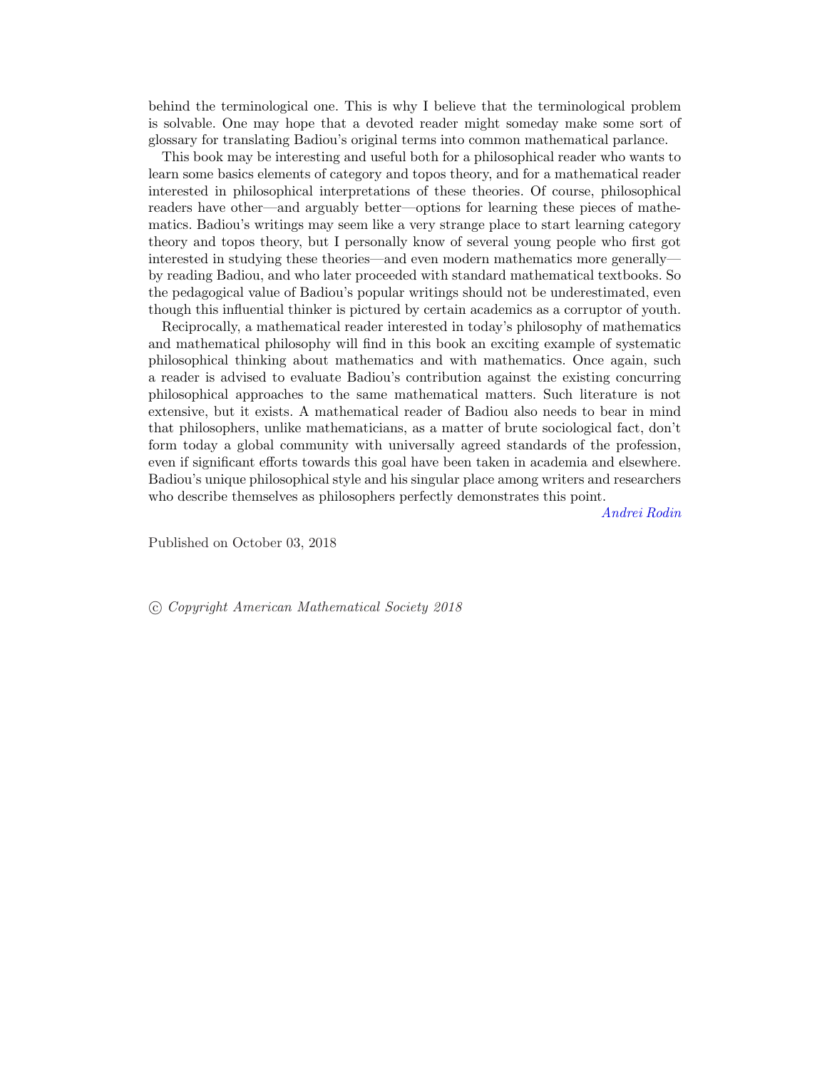behind the terminological one. This is why I believe that the terminological problem is solvable. One may hope that a devoted reader might someday make some sort of glossary for translating Badiou's original terms into common mathematical parlance.

This book may be interesting and useful both for a philosophical reader who wants to learn some basics elements of category and topos theory, and for a mathematical reader interested in philosophical interpretations of these theories. Of course, philosophical readers have other—and arguably better—options for learning these pieces of mathematics. Badiou's writings may seem like a very strange place to start learning category theory and topos theory, but I personally know of several young people who first got interested in studying these theories—and even modern mathematics more generally—by reading Badiou, and who later proceeded with standard mathematical textbooks. So the pedagogical value of Badiou's popular writings should not be underestimated, even though this influential thinker is pictured by certain academics as a corruptor of youth.

Reciprocally, a mathematical reader interested in today's philosophy of mathematics and mathematical philosophy will find in this book an exciting example of systematic philosophical thinking about mathematics and with mathematics. Once again, such a reader is advised to evaluate Badiou's contribution against the existing concurring philosophical approaches to the same mathematical matters. Such literature is not extensive, but it exists. A mathematical reader of Badiou also needs to bear in mind that philosophers, unlike mathematicians, as a matter of brute sociological fact, don't form today a global community with universally agreed standards of the profession, even if significant efforts towards this goal have been taken in academia and elsewhere. Badiou's unique philosophical style and his singular place among writers and researchers who describe themselves as philosophers perfectly demonstrates this point.

*Andrei Rodin*

Published on October 03, 2018

*© Copyright American Mathematical Society 2018*